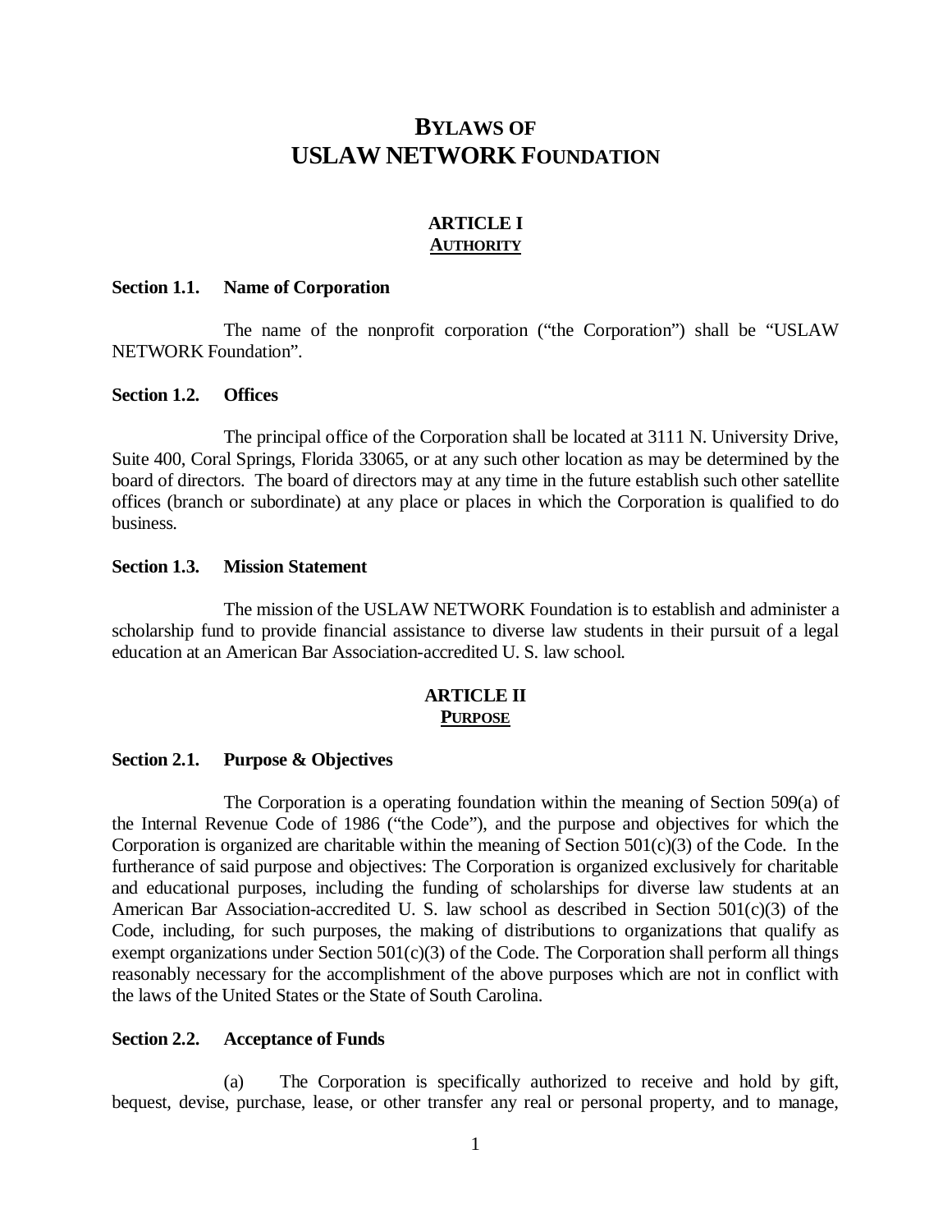# BYLAWS OF
# USLAW NETWORK FOUNDATION

## ARTICLE I
## AUTHORITY

**Section 1.1. Name of Corporation**

The name of the nonprofit corporation ("the Corporation") shall be "USLAW NETWORK Foundation".

**Section 1.2. Offices**

The principal office of the Corporation shall be located at 3111 N. University Drive, Suite 400, Coral Springs, Florida 33065, or at any such other location as may be determined by the board of directors. The board of directors may at any time in the future establish such other satellite offices (branch or subordinate) at any place or places in which the Corporation is qualified to do business.

**Section 1.3. Mission Statement**

The mission of the USLAW NETWORK Foundation is to establish and administer a scholarship fund to provide financial assistance to diverse law students in their pursuit of a legal education at an American Bar Association-accredited U. S. law school.

## ARTICLE II
## PURPOSE

**Section 2.1. Purpose & Objectives**

The Corporation is a operating foundation within the meaning of Section 509(a) of the Internal Revenue Code of 1986 ("the Code"), and the purpose and objectives for which the Corporation is organized are charitable within the meaning of Section 501(c)(3) of the Code. In the furtherance of said purpose and objectives: The Corporation is organized exclusively for charitable and educational purposes, including the funding of scholarships for diverse law students at an American Bar Association-accredited U. S. law school as described in Section 501(c)(3) of the Code, including, for such purposes, the making of distributions to organizations that qualify as exempt organizations under Section 501(c)(3) of the Code. The Corporation shall perform all things reasonably necessary for the accomplishment of the above purposes which are not in conflict with the laws of the United States or the State of South Carolina.

**Section 2.2. Acceptance of Funds**

(a) The Corporation is specifically authorized to receive and hold by gift, bequest, devise, purchase, lease, or other transfer any real or personal property, and to manage,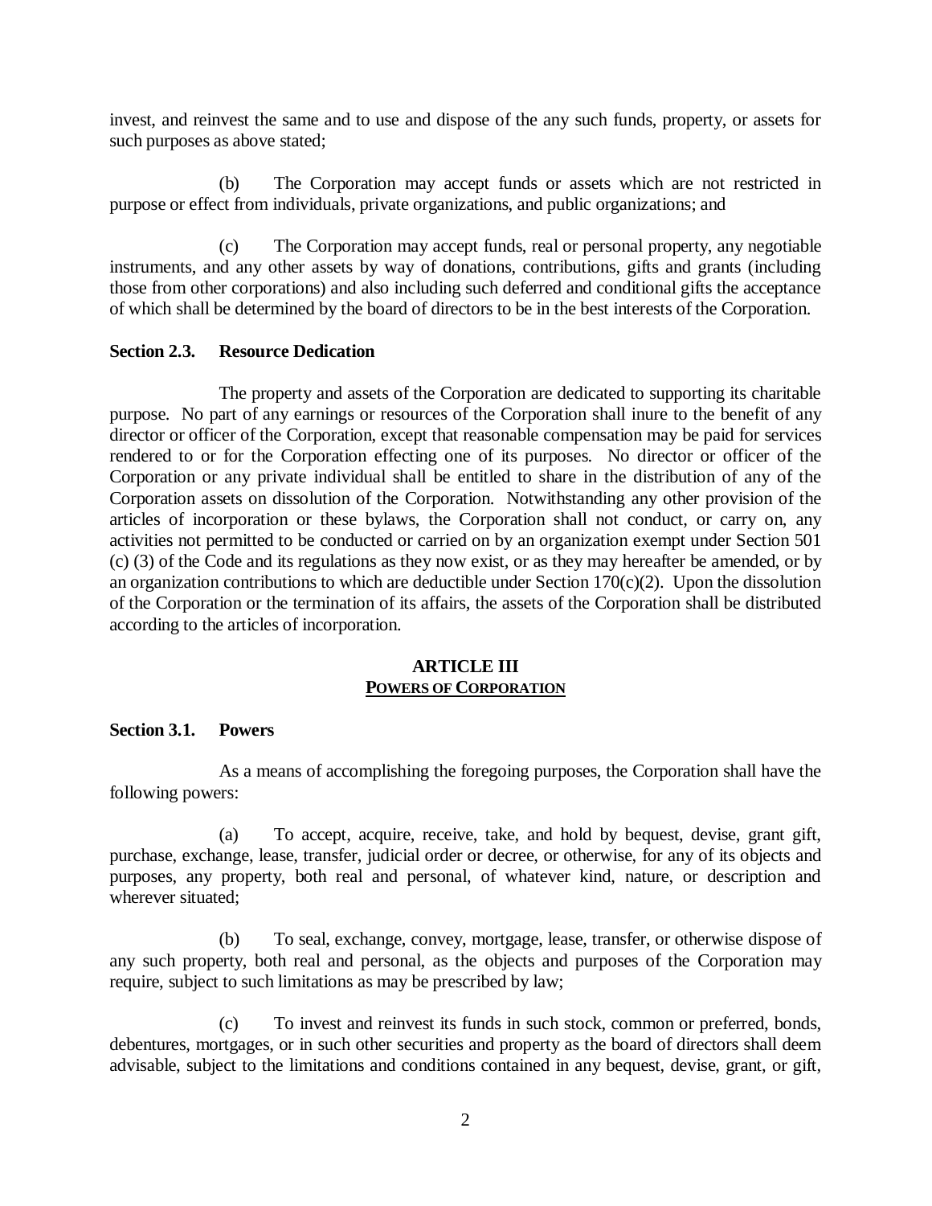invest, and reinvest the same and to use and dispose of the any such funds, property, or assets for such purposes as above stated;

(b) The Corporation may accept funds or assets which are not restricted in purpose or effect from individuals, private organizations, and public organizations; and

(c) The Corporation may accept funds, real or personal property, any negotiable instruments, and any other assets by way of donations, contributions, gifts and grants (including those from other corporations) and also including such deferred and conditional gifts the acceptance of which shall be determined by the board of directors to be in the best interests of the Corporation.

**Section 2.3. Resource Dedication**

The property and assets of the Corporation are dedicated to supporting its charitable purpose. No part of any earnings or resources of the Corporation shall inure to the benefit of any director or officer of the Corporation, except that reasonable compensation may be paid for services rendered to or for the Corporation effecting one of its purposes. No director or officer of the Corporation or any private individual shall be entitled to share in the distribution of any of the Corporation assets on dissolution of the Corporation. Notwithstanding any other provision of the articles of incorporation or these bylaws, the Corporation shall not conduct, or carry on, any activities not permitted to be conducted or carried on by an organization exempt under Section 501 (c) (3) of the Code and its regulations as they now exist, or as they may hereafter be amended, or by an organization contributions to which are deductible under Section 170(c)(2). Upon the dissolution of the Corporation or the termination of its affairs, the assets of the Corporation shall be distributed according to the articles of incorporation.

## ARTICLE III
## POWERS OF CORPORATION

**Section 3.1. Powers**

As a means of accomplishing the foregoing purposes, the Corporation shall have the following powers:

(a) To accept, acquire, receive, take, and hold by bequest, devise, grant gift, purchase, exchange, lease, transfer, judicial order or decree, or otherwise, for any of its objects and purposes, any property, both real and personal, of whatever kind, nature, or description and wherever situated;

(b) To seal, exchange, convey, mortgage, lease, transfer, or otherwise dispose of any such property, both real and personal, as the objects and purposes of the Corporation may require, subject to such limitations as may be prescribed by law;

(c) To invest and reinvest its funds in such stock, common or preferred, bonds, debentures, mortgages, or in such other securities and property as the board of directors shall deem advisable, subject to the limitations and conditions contained in any bequest, devise, grant, or gift,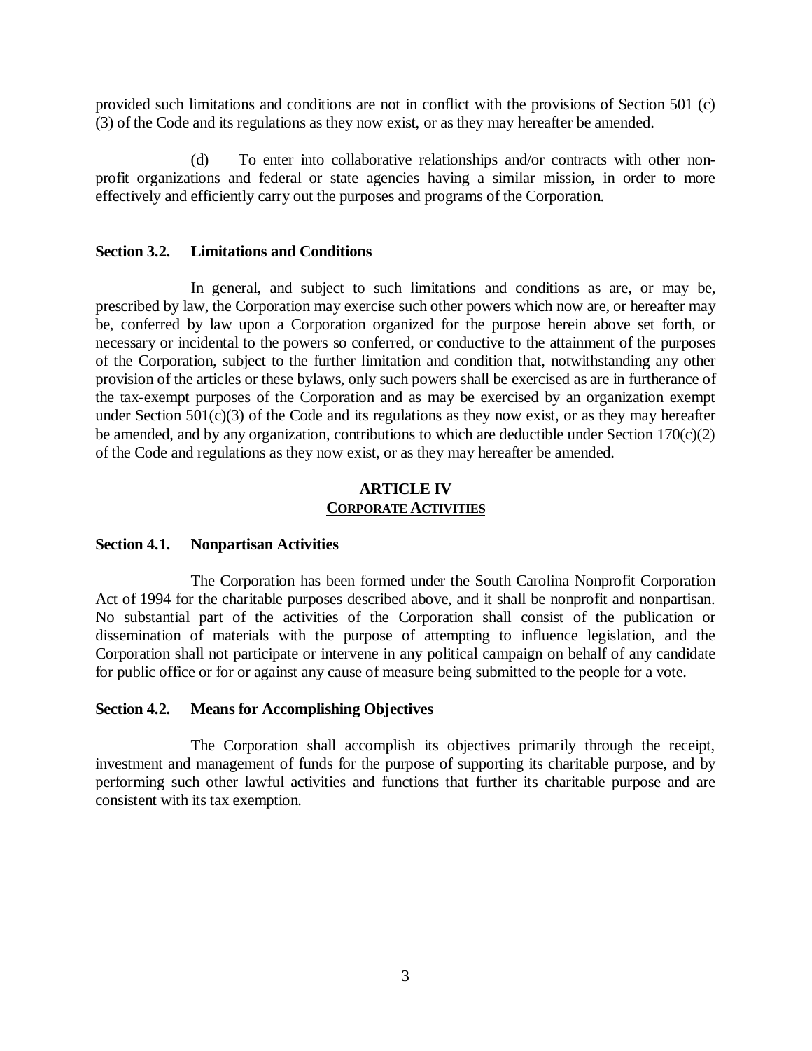provided such limitations and conditions are not in conflict with the provisions of Section 501 (c) (3) of the Code and its regulations as they now exist, or as they may hereafter be amended.

(d) To enter into collaborative relationships and/or contracts with other non-profit organizations and federal or state agencies having a similar mission, in order to more effectively and efficiently carry out the purposes and programs of the Corporation.

**Section 3.2. Limitations and Conditions**

In general, and subject to such limitations and conditions as are, or may be, prescribed by law, the Corporation may exercise such other powers which now are, or hereafter may be, conferred by law upon a Corporation organized for the purpose herein above set forth, or necessary or incidental to the powers so conferred, or conductive to the attainment of the purposes of the Corporation, subject to the further limitation and condition that, notwithstanding any other provision of the articles or these bylaws, only such powers shall be exercised as are in furtherance of the tax-exempt purposes of the Corporation and as may be exercised by an organization exempt under Section 501(c)(3) of the Code and its regulations as they now exist, or as they may hereafter be amended, and by any organization, contributions to which are deductible under Section 170(c)(2) of the Code and regulations as they now exist, or as they may hereafter be amended.

## ARTICLE IV
## CORPORATE ACTIVITIES

**Section 4.1. Nonpartisan Activities**

The Corporation has been formed under the South Carolina Nonprofit Corporation Act of 1994 for the charitable purposes described above, and it shall be nonprofit and nonpartisan. No substantial part of the activities of the Corporation shall consist of the publication or dissemination of materials with the purpose of attempting to influence legislation, and the Corporation shall not participate or intervene in any political campaign on behalf of any candidate for public office or for or against any cause of measure being submitted to the people for a vote.

**Section 4.2. Means for Accomplishing Objectives**

The Corporation shall accomplish its objectives primarily through the receipt, investment and management of funds for the purpose of supporting its charitable purpose, and by performing such other lawful activities and functions that further its charitable purpose and are consistent with its tax exemption.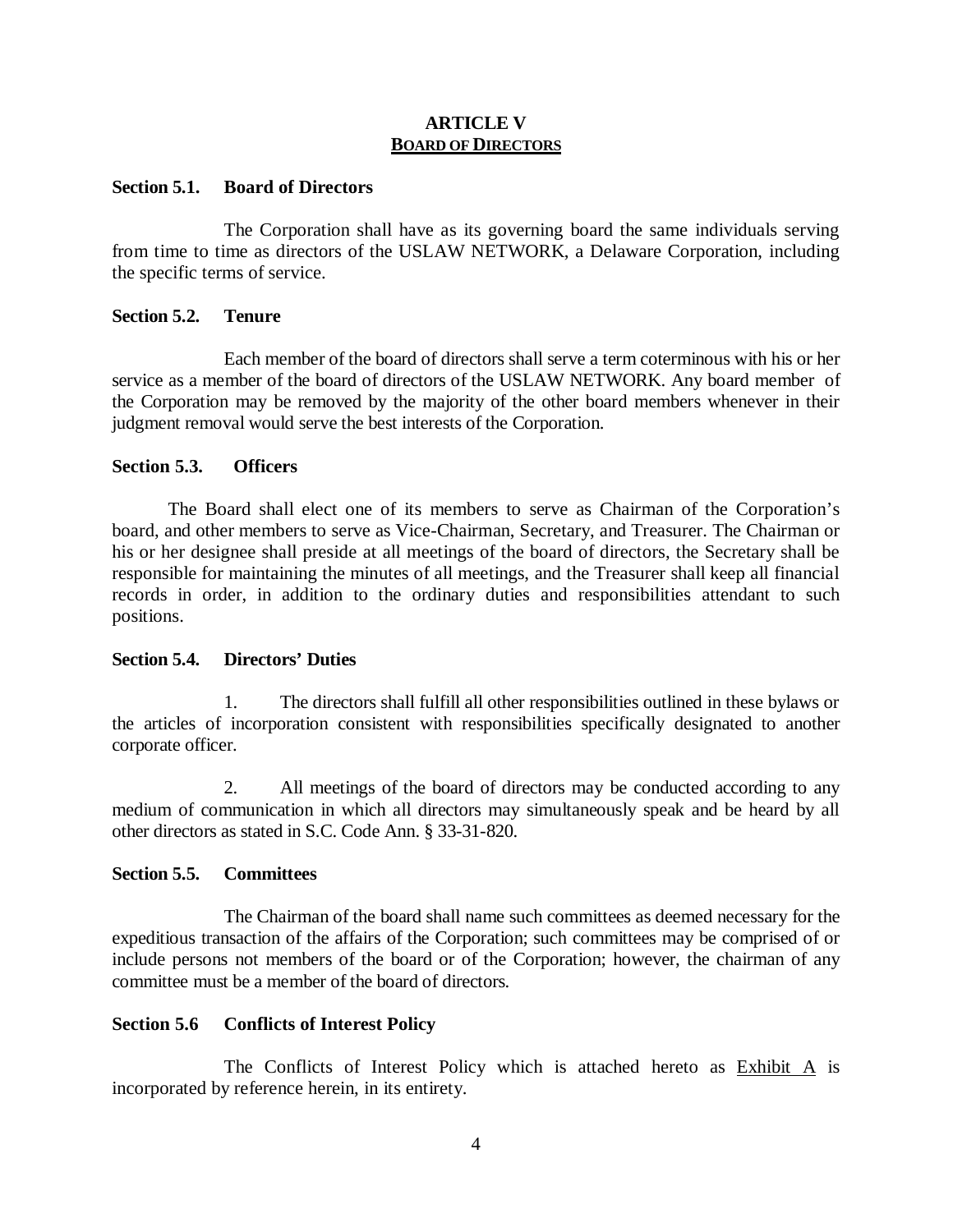# ARTICLE V
## BOARD OF DIRECTORS

**Section 5.1. Board of Directors**

The Corporation shall have as its governing board the same individuals serving from time to time as directors of the USLAW NETWORK, a Delaware Corporation, including the specific terms of service.

**Section 5.2. Tenure**

Each member of the board of directors shall serve a term coterminous with his or her service as a member of the board of directors of the USLAW NETWORK. Any board member of the Corporation may be removed by the majority of the other board members whenever in their judgment removal would serve the best interests of the Corporation.

**Section 5.3. Officers**

The Board shall elect one of its members to serve as Chairman of the Corporation's board, and other members to serve as Vice-Chairman, Secretary, and Treasurer. The Chairman or his or her designee shall preside at all meetings of the board of directors, the Secretary shall be responsible for maintaining the minutes of all meetings, and the Treasurer shall keep all financial records in order, in addition to the ordinary duties and responsibilities attendant to such positions.

**Section 5.4. Directors' Duties**

1. The directors shall fulfill all other responsibilities outlined in these bylaws or the articles of incorporation consistent with responsibilities specifically designated to another corporate officer.

2. All meetings of the board of directors may be conducted according to any medium of communication in which all directors may simultaneously speak and be heard by all other directors as stated in S.C. Code Ann. § 33-31-820.

**Section 5.5. Committees**

The Chairman of the board shall name such committees as deemed necessary for the expeditious transaction of the affairs of the Corporation; such committees may be comprised of or include persons not members of the board or of the Corporation; however, the chairman of any committee must be a member of the board of directors.

**Section 5.6 Conflicts of Interest Policy**

The Conflicts of Interest Policy which is attached hereto as Exhibit A is incorporated by reference herein, in its entirety.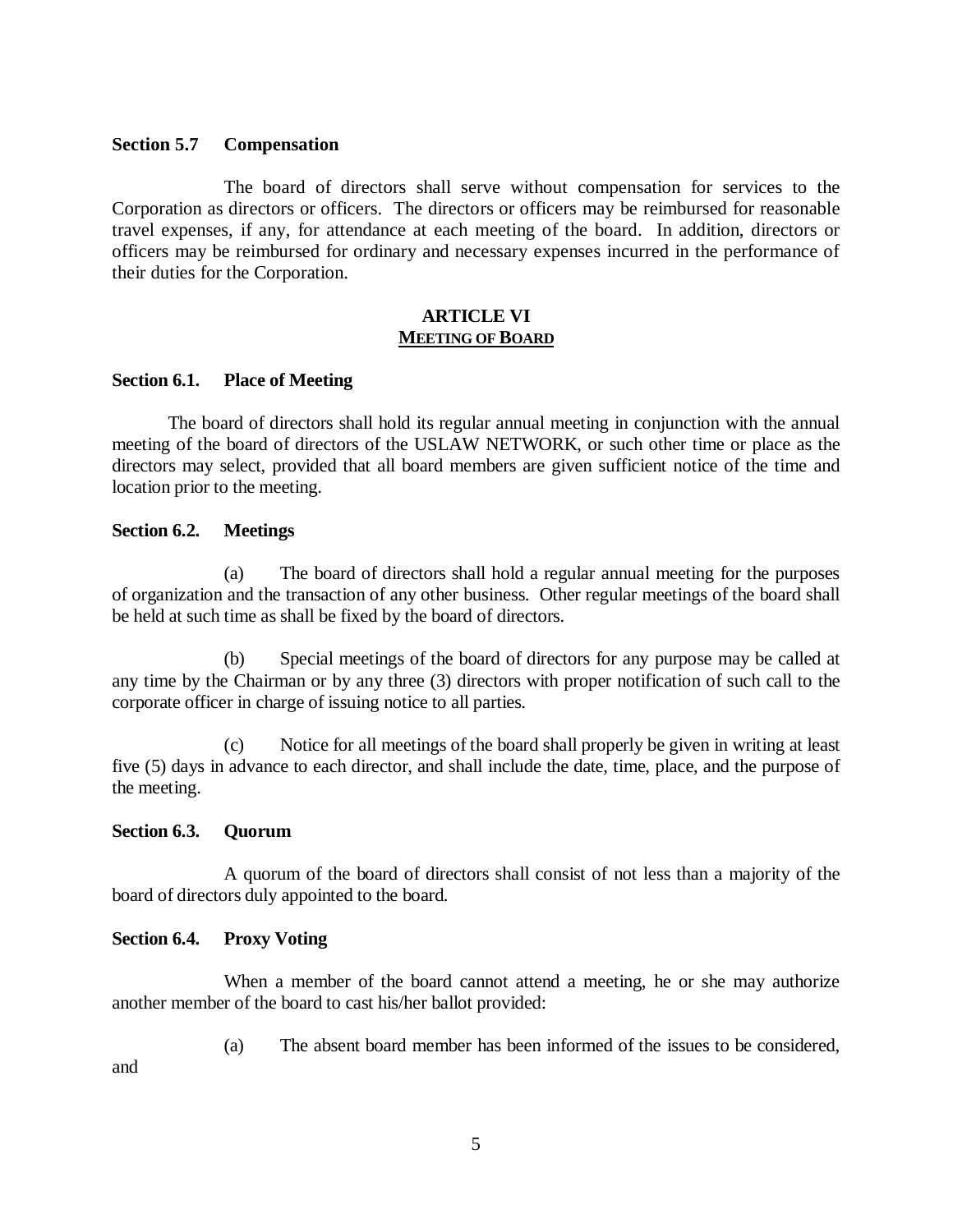**Section 5.7 Compensation**

The board of directors shall serve without compensation for services to the Corporation as directors or officers. The directors or officers may be reimbursed for reasonable travel expenses, if any, for attendance at each meeting of the board. In addition, directors or officers may be reimbursed for ordinary and necessary expenses incurred in the performance of their duties for the Corporation.

## ARTICLE VI
## MEETING OF BOARD

**Section 6.1. Place of Meeting**

The board of directors shall hold its regular annual meeting in conjunction with the annual meeting of the board of directors of the USLAW NETWORK, or such other time or place as the directors may select, provided that all board members are given sufficient notice of the time and location prior to the meeting.

**Section 6.2. Meetings**

(a) The board of directors shall hold a regular annual meeting for the purposes of organization and the transaction of any other business. Other regular meetings of the board shall be held at such time as shall be fixed by the board of directors.

(b) Special meetings of the board of directors for any purpose may be called at any time by the Chairman or by any three (3) directors with proper notification of such call to the corporate officer in charge of issuing notice to all parties.

(c) Notice for all meetings of the board shall properly be given in writing at least five (5) days in advance to each director, and shall include the date, time, place, and the purpose of the meeting.

**Section 6.3. Quorum**

A quorum of the board of directors shall consist of not less than a majority of the board of directors duly appointed to the board.

**Section 6.4. Proxy Voting**

When a member of the board cannot attend a meeting, he or she may authorize another member of the board to cast his/her ballot provided:

(a) The absent board member has been informed of the issues to be considered, and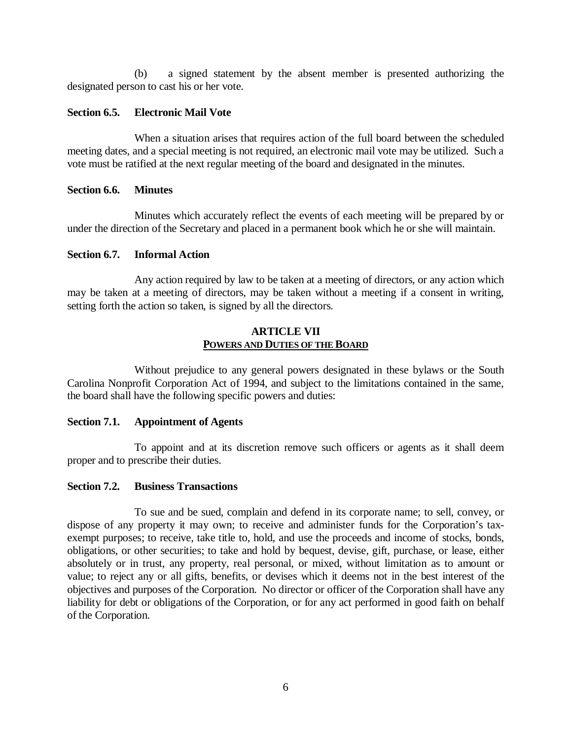(b) a signed statement by the absent member is presented authorizing the designated person to cast his or her vote.

**Section 6.5. Electronic Mail Vote**

When a situation arises that requires action of the full board between the scheduled meeting dates, and a special meeting is not required, an electronic mail vote may be utilized. Such a vote must be ratified at the next regular meeting of the board and designated in the minutes.

**Section 6.6. Minutes**

Minutes which accurately reflect the events of each meeting will be prepared by or under the direction of the Secretary and placed in a permanent book which he or she will maintain.

**Section 6.7. Informal Action**

Any action required by law to be taken at a meeting of directors, or any action which may be taken at a meeting of directors, may be taken without a meeting if a consent in writing, setting forth the action so taken, is signed by all the directors.

## ARTICLE VII
## POWERS AND DUTIES OF THE BOARD

Without prejudice to any general powers designated in these bylaws or the South Carolina Nonprofit Corporation Act of 1994, and subject to the limitations contained in the same, the board shall have the following specific powers and duties:

**Section 7.1. Appointment of Agents**

To appoint and at its discretion remove such officers or agents as it shall deem proper and to prescribe their duties.

**Section 7.2. Business Transactions**

To sue and be sued, complain and defend in its corporate name; to sell, convey, or dispose of any property it may own; to receive and administer funds for the Corporation's tax-exempt purposes; to receive, take title to, hold, and use the proceeds and income of stocks, bonds, obligations, or other securities; to take and hold by bequest, devise, gift, purchase, or lease, either absolutely or in trust, any property, real personal, or mixed, without limitation as to amount or value; to reject any or all gifts, benefits, or devises which it deems not in the best interest of the objectives and purposes of the Corporation. No director or officer of the Corporation shall have any liability for debt or obligations of the Corporation, or for any act performed in good faith on behalf of the Corporation.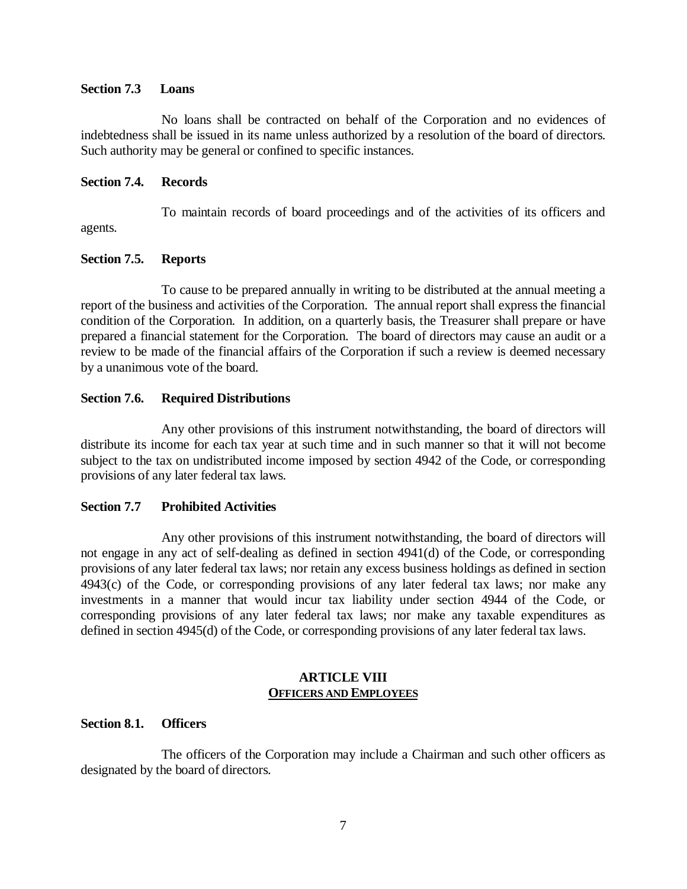**Section 7.3 Loans**

No loans shall be contracted on behalf of the Corporation and no evidences of indebtedness shall be issued in its name unless authorized by a resolution of the board of directors. Such authority may be general or confined to specific instances.

**Section 7.4. Records**

To maintain records of board proceedings and of the activities of its officers and agents.

**Section 7.5. Reports**

To cause to be prepared annually in writing to be distributed at the annual meeting a report of the business and activities of the Corporation. The annual report shall express the financial condition of the Corporation. In addition, on a quarterly basis, the Treasurer shall prepare or have prepared a financial statement for the Corporation. The board of directors may cause an audit or a review to be made of the financial affairs of the Corporation if such a review is deemed necessary by a unanimous vote of the board.

**Section 7.6. Required Distributions**

Any other provisions of this instrument notwithstanding, the board of directors will distribute its income for each tax year at such time and in such manner so that it will not become subject to the tax on undistributed income imposed by section 4942 of the Code, or corresponding provisions of any later federal tax laws.

**Section 7.7 Prohibited Activities**

Any other provisions of this instrument notwithstanding, the board of directors will not engage in any act of self-dealing as defined in section 4941(d) of the Code, or corresponding provisions of any later federal tax laws; nor retain any excess business holdings as defined in section 4943(c) of the Code, or corresponding provisions of any later federal tax laws; nor make any investments in a manner that would incur tax liability under section 4944 of the Code, or corresponding provisions of any later federal tax laws; nor make any taxable expenditures as defined in section 4945(d) of the Code, or corresponding provisions of any later federal tax laws.

## ARTICLE VIII
## OFFICERS AND EMPLOYEES

**Section 8.1. Officers**

The officers of the Corporation may include a Chairman and such other officers as designated by the board of directors.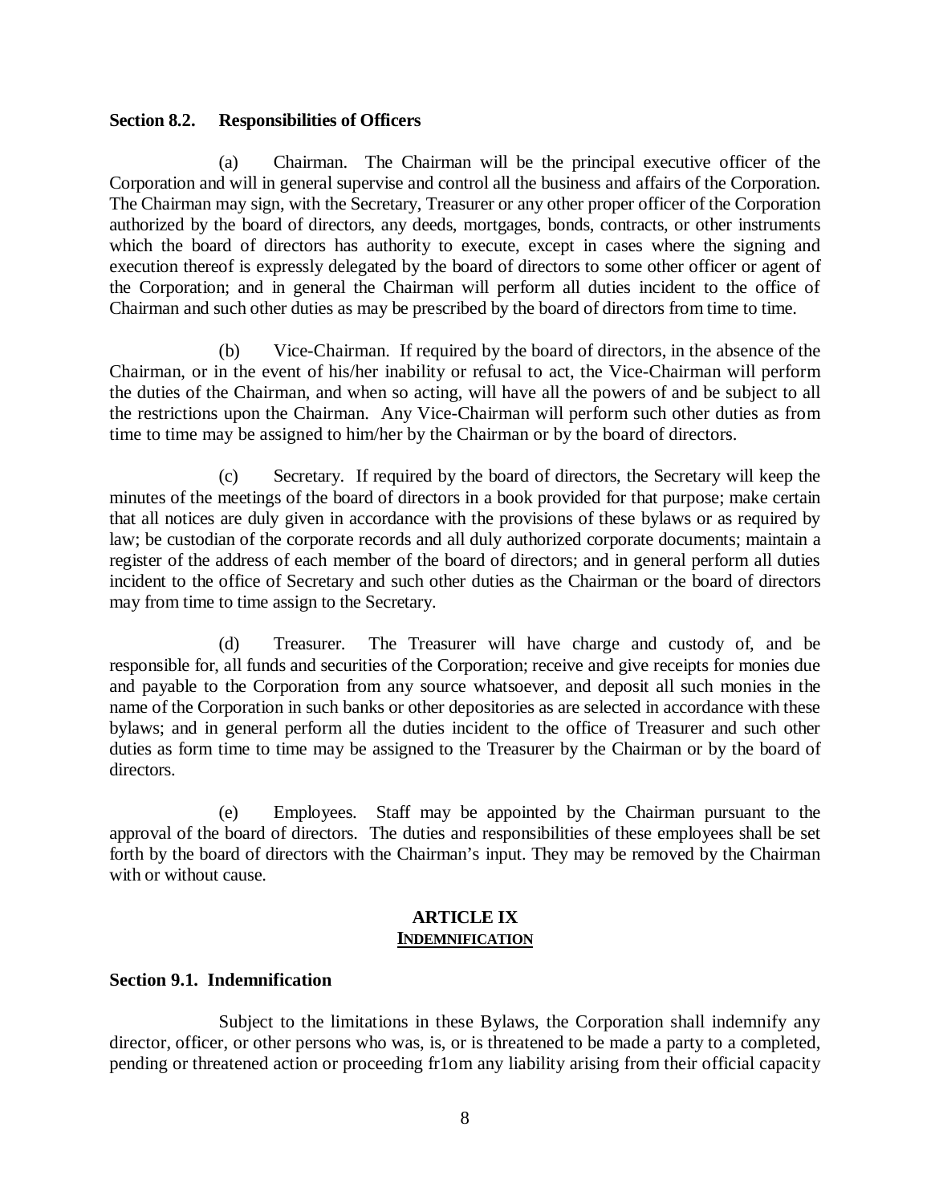**Section 8.2. Responsibilities of Officers**

(a) Chairman. The Chairman will be the principal executive officer of the Corporation and will in general supervise and control all the business and affairs of the Corporation. The Chairman may sign, with the Secretary, Treasurer or any other proper officer of the Corporation authorized by the board of directors, any deeds, mortgages, bonds, contracts, or other instruments which the board of directors has authority to execute, except in cases where the signing and execution thereof is expressly delegated by the board of directors to some other officer or agent of the Corporation; and in general the Chairman will perform all duties incident to the office of Chairman and such other duties as may be prescribed by the board of directors from time to time.

(b) Vice-Chairman. If required by the board of directors, in the absence of the Chairman, or in the event of his/her inability or refusal to act, the Vice-Chairman will perform the duties of the Chairman, and when so acting, will have all the powers of and be subject to all the restrictions upon the Chairman. Any Vice-Chairman will perform such other duties as from time to time may be assigned to him/her by the Chairman or by the board of directors.

(c) Secretary. If required by the board of directors, the Secretary will keep the minutes of the meetings of the board of directors in a book provided for that purpose; make certain that all notices are duly given in accordance with the provisions of these bylaws or as required by law; be custodian of the corporate records and all duly authorized corporate documents; maintain a register of the address of each member of the board of directors; and in general perform all duties incident to the office of Secretary and such other duties as the Chairman or the board of directors may from time to time assign to the Secretary.

(d) Treasurer. The Treasurer will have charge and custody of, and be responsible for, all funds and securities of the Corporation; receive and give receipts for monies due and payable to the Corporation from any source whatsoever, and deposit all such monies in the name of the Corporation in such banks or other depositories as are selected in accordance with these bylaws; and in general perform all the duties incident to the office of Treasurer and such other duties as form time to time may be assigned to the Treasurer by the Chairman or by the board of directors.

(e) Employees. Staff may be appointed by the Chairman pursuant to the approval of the board of directors. The duties and responsibilities of these employees shall be set forth by the board of directors with the Chairman's input. They may be removed by the Chairman with or without cause.

## ARTICLE IX
## INDEMNIFICATION

**Section 9.1. Indemnification**

Subject to the limitations in these Bylaws, the Corporation shall indemnify any director, officer, or other persons who was, is, or is threatened to be made a party to a completed, pending or threatened action or proceeding fr1om any liability arising from their official capacity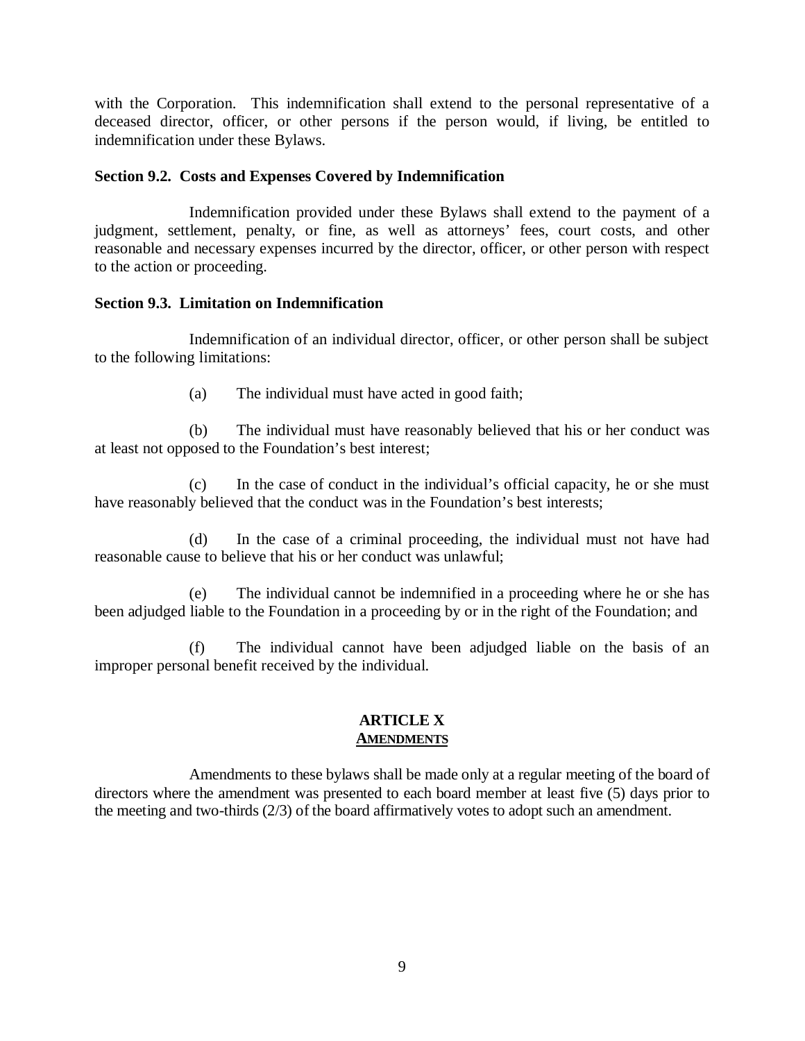with the Corporation. This indemnification shall extend to the personal representative of a deceased director, officer, or other persons if the person would, if living, be entitled to indemnification under these Bylaws.

### Section 9.2. Costs and Expenses Covered by Indemnification

Indemnification provided under these Bylaws shall extend to the payment of a judgment, settlement, penalty, or fine, as well as attorneys' fees, court costs, and other reasonable and necessary expenses incurred by the director, officer, or other person with respect to the action or proceeding.

### Section 9.3. Limitation on Indemnification

Indemnification of an individual director, officer, or other person shall be subject to the following limitations:

(a) The individual must have acted in good faith;

(b) The individual must have reasonably believed that his or her conduct was at least not opposed to the Foundation's best interest;

(c) In the case of conduct in the individual's official capacity, he or she must have reasonably believed that the conduct was in the Foundation's best interests;

(d) In the case of a criminal proceeding, the individual must not have had reasonable cause to believe that his or her conduct was unlawful;

(e) The individual cannot be indemnified in a proceeding where he or she has been adjudged liable to the Foundation in a proceeding by or in the right of the Foundation; and

(f) The individual cannot have been adjudged liable on the basis of an improper personal benefit received by the individual.

## ARTICLE X
## AMENDMENTS

Amendments to these bylaws shall be made only at a regular meeting of the board of directors where the amendment was presented to each board member at least five (5) days prior to the meeting and two-thirds (2/3) of the board affirmatively votes to adopt such an amendment.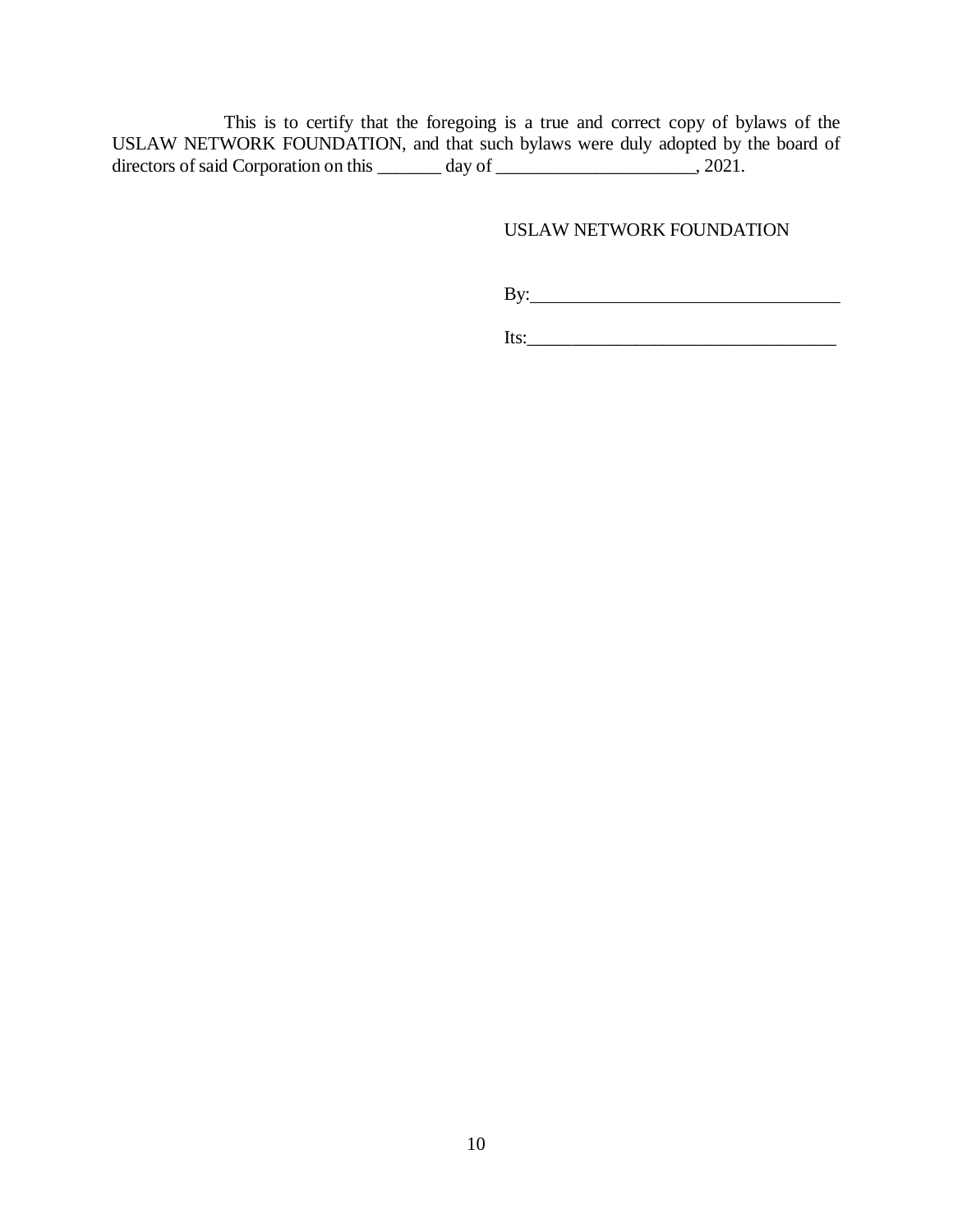This is to certify that the foregoing is a true and correct copy of bylaws of the USLAW NETWORK FOUNDATION, and that such bylaws were duly adopted by the board of directors of said Corporation on this _______ day of ______________________, 2021.

USLAW NETWORK FOUNDATION

By:__________________________________

Its:__________________________________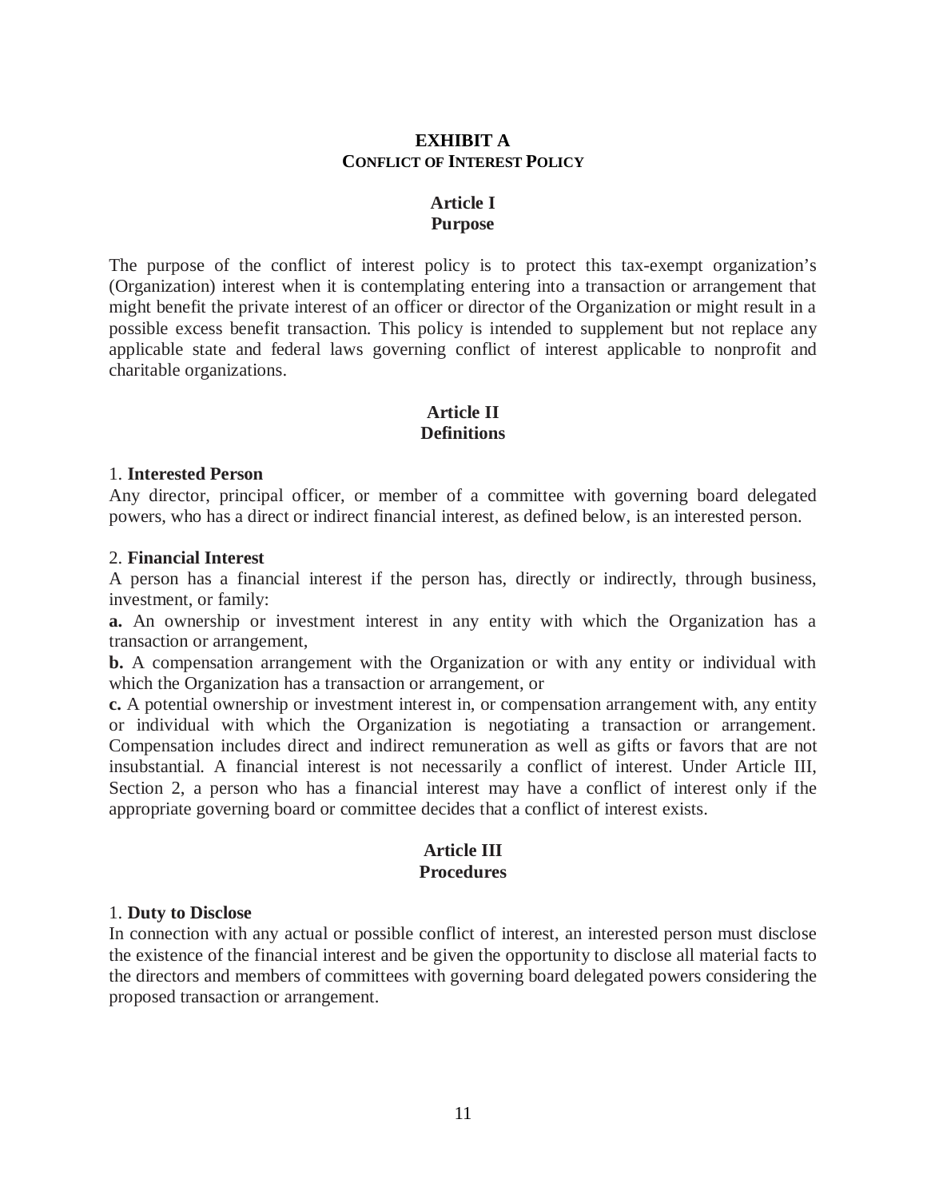# EXHIBIT A
## CONFLICT OF INTEREST POLICY

### Article I
### Purpose

The purpose of the conflict of interest policy is to protect this tax-exempt organization's (Organization) interest when it is contemplating entering into a transaction or arrangement that might benefit the private interest of an officer or director of the Organization or might result in a possible excess benefit transaction. This policy is intended to supplement but not replace any applicable state and federal laws governing conflict of interest applicable to nonprofit and charitable organizations.

### Article II
### Definitions

1. **Interested Person**
Any director, principal officer, or member of a committee with governing board delegated powers, who has a direct or indirect financial interest, as defined below, is an interested person.

2. **Financial Interest**
A person has a financial interest if the person has, directly or indirectly, through business, investment, or family:
**a.** An ownership or investment interest in any entity with which the Organization has a transaction or arrangement,
**b.** A compensation arrangement with the Organization or with any entity or individual with which the Organization has a transaction or arrangement, or
**c.** A potential ownership or investment interest in, or compensation arrangement with, any entity or individual with which the Organization is negotiating a transaction or arrangement. Compensation includes direct and indirect remuneration as well as gifts or favors that are not insubstantial. A financial interest is not necessarily a conflict of interest. Under Article III, Section 2, a person who has a financial interest may have a conflict of interest only if the appropriate governing board or committee decides that a conflict of interest exists.

### Article III
### Procedures

1. **Duty to Disclose**
In connection with any actual or possible conflict of interest, an interested person must disclose the existence of the financial interest and be given the opportunity to disclose all material facts to the directors and members of committees with governing board delegated powers considering the proposed transaction or arrangement.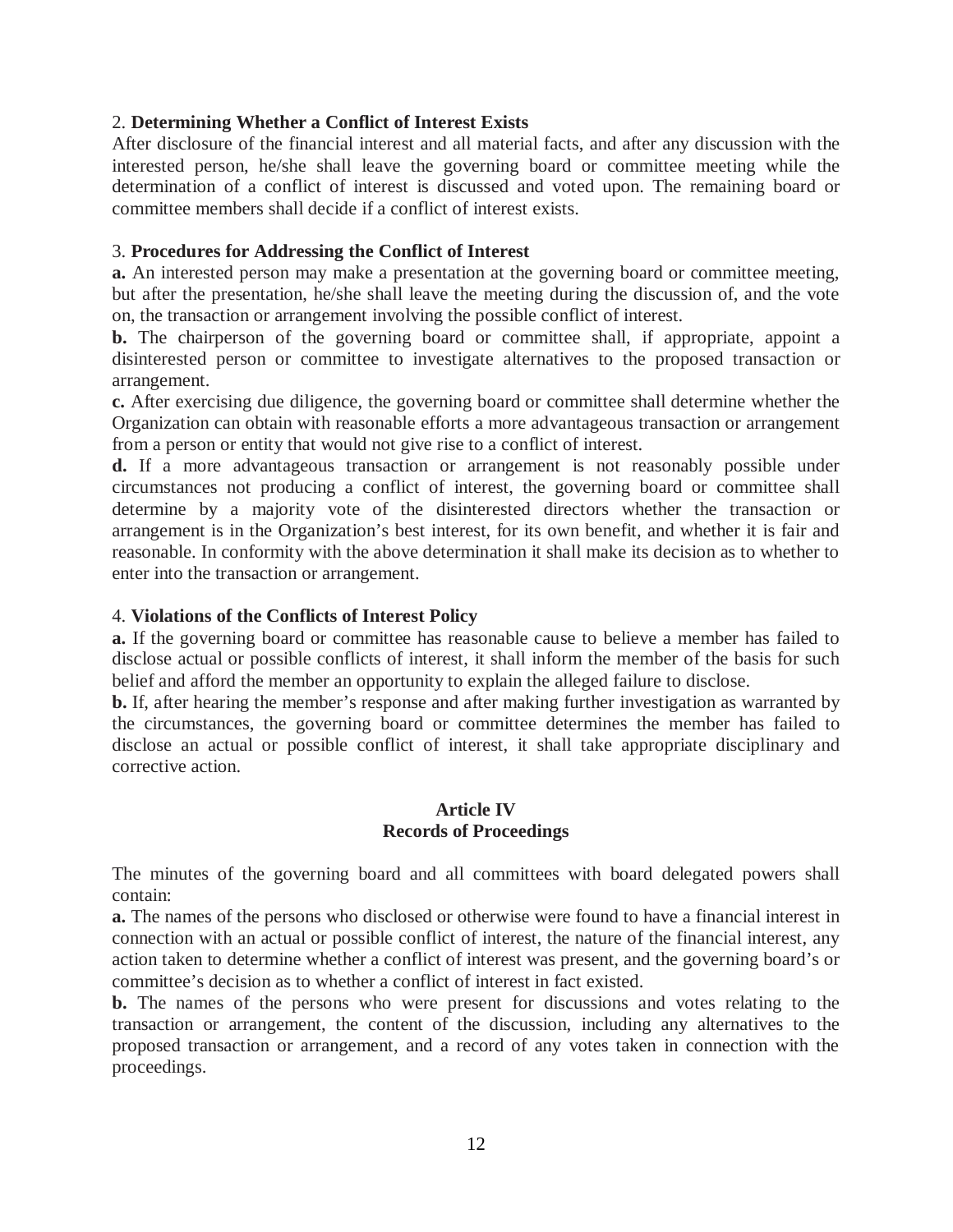2. **Determining Whether a Conflict of Interest Exists**

After disclosure of the financial interest and all material facts, and after any discussion with the interested person, he/she shall leave the governing board or committee meeting while the determination of a conflict of interest is discussed and voted upon. The remaining board or committee members shall decide if a conflict of interest exists.

3. **Procedures for Addressing the Conflict of Interest**

**a.** An interested person may make a presentation at the governing board or committee meeting, but after the presentation, he/she shall leave the meeting during the discussion of, and the vote on, the transaction or arrangement involving the possible conflict of interest.

**b.** The chairperson of the governing board or committee shall, if appropriate, appoint a disinterested person or committee to investigate alternatives to the proposed transaction or arrangement.

**c.** After exercising due diligence, the governing board or committee shall determine whether the Organization can obtain with reasonable efforts a more advantageous transaction or arrangement from a person or entity that would not give rise to a conflict of interest.

**d.** If a more advantageous transaction or arrangement is not reasonably possible under circumstances not producing a conflict of interest, the governing board or committee shall determine by a majority vote of the disinterested directors whether the transaction or arrangement is in the Organization's best interest, for its own benefit, and whether it is fair and reasonable. In conformity with the above determination it shall make its decision as to whether to enter into the transaction or arrangement.

4. **Violations of the Conflicts of Interest Policy**

**a.** If the governing board or committee has reasonable cause to believe a member has failed to disclose actual or possible conflicts of interest, it shall inform the member of the basis for such belief and afford the member an opportunity to explain the alleged failure to disclose.

**b.** If, after hearing the member's response and after making further investigation as warranted by the circumstances, the governing board or committee determines the member has failed to disclose an actual or possible conflict of interest, it shall take appropriate disciplinary and corrective action.

## Article IV
## Records of Proceedings

The minutes of the governing board and all committees with board delegated powers shall contain:

**a.** The names of the persons who disclosed or otherwise were found to have a financial interest in connection with an actual or possible conflict of interest, the nature of the financial interest, any action taken to determine whether a conflict of interest was present, and the governing board's or committee's decision as to whether a conflict of interest in fact existed.

**b.** The names of the persons who were present for discussions and votes relating to the transaction or arrangement, the content of the discussion, including any alternatives to the proposed transaction or arrangement, and a record of any votes taken in connection with the proceedings.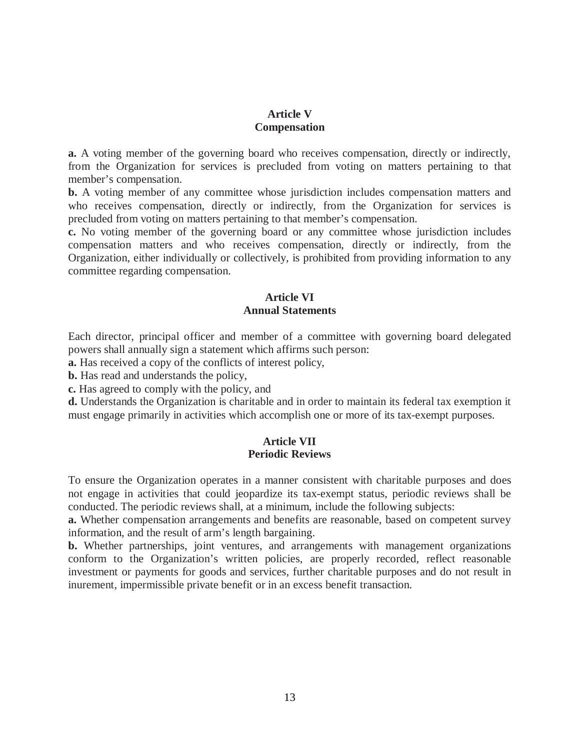## Article V
## Compensation

**a.** A voting member of the governing board who receives compensation, directly or indirectly, from the Organization for services is precluded from voting on matters pertaining to that member's compensation.
**b.** A voting member of any committee whose jurisdiction includes compensation matters and who receives compensation, directly or indirectly, from the Organization for services is precluded from voting on matters pertaining to that member's compensation.
**c.** No voting member of the governing board or any committee whose jurisdiction includes compensation matters and who receives compensation, directly or indirectly, from the Organization, either individually or collectively, is prohibited from providing information to any committee regarding compensation.

## Article VI
## Annual Statements

Each director, principal officer and member of a committee with governing board delegated powers shall annually sign a statement which affirms such person:
**a.** Has received a copy of the conflicts of interest policy,
**b.** Has read and understands the policy,
**c.** Has agreed to comply with the policy, and
**d.** Understands the Organization is charitable and in order to maintain its federal tax exemption it must engage primarily in activities which accomplish one or more of its tax-exempt purposes.

## Article VII
## Periodic Reviews

To ensure the Organization operates in a manner consistent with charitable purposes and does not engage in activities that could jeopardize its tax-exempt status, periodic reviews shall be conducted. The periodic reviews shall, at a minimum, include the following subjects:
**a.** Whether compensation arrangements and benefits are reasonable, based on competent survey information, and the result of arm's length bargaining.
**b.** Whether partnerships, joint ventures, and arrangements with management organizations conform to the Organization's written policies, are properly recorded, reflect reasonable investment or payments for goods and services, further charitable purposes and do not result in inurement, impermissible private benefit or in an excess benefit transaction.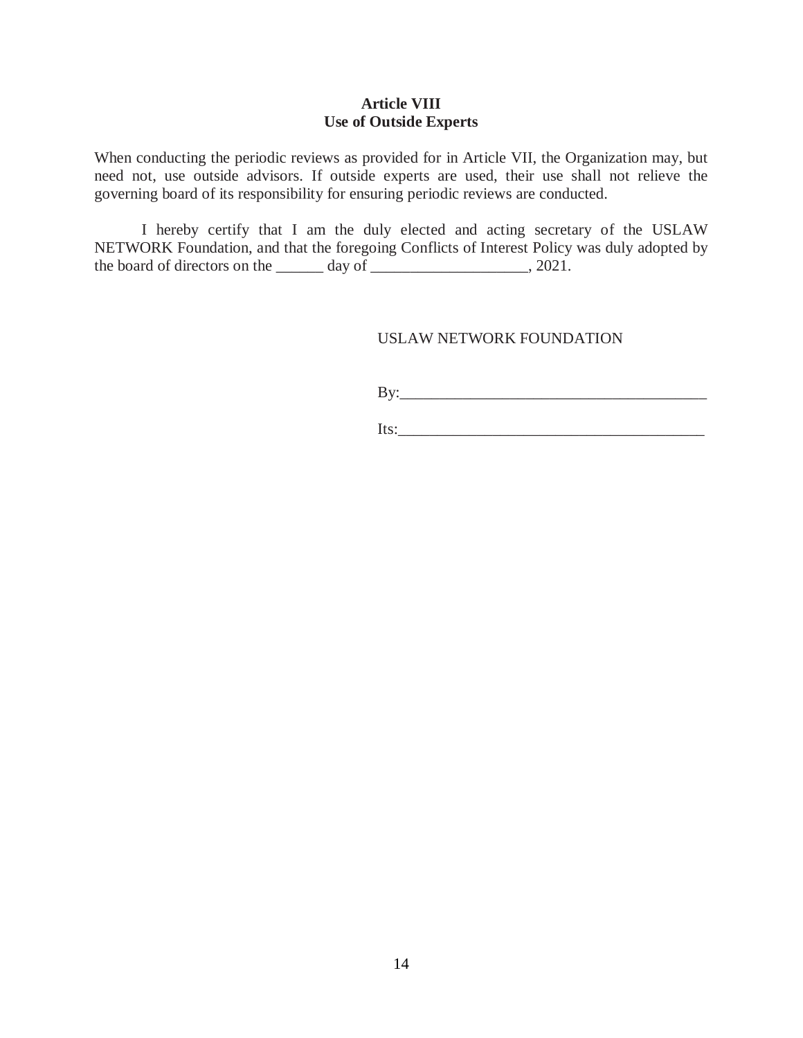## Article VIII
## Use of Outside Experts

When conducting the periodic reviews as provided for in Article VII, the Organization may, but need not, use outside advisors. If outside experts are used, their use shall not relieve the governing board of its responsibility for ensuring periodic reviews are conducted.

I hereby certify that I am the duly elected and acting secretary of the USLAW NETWORK Foundation, and that the foregoing Conflicts of Interest Policy was duly adopted by the board of directors on the ______ day of ____________________, 2021.

USLAW NETWORK FOUNDATION

By:________________________________________

Its:________________________________________